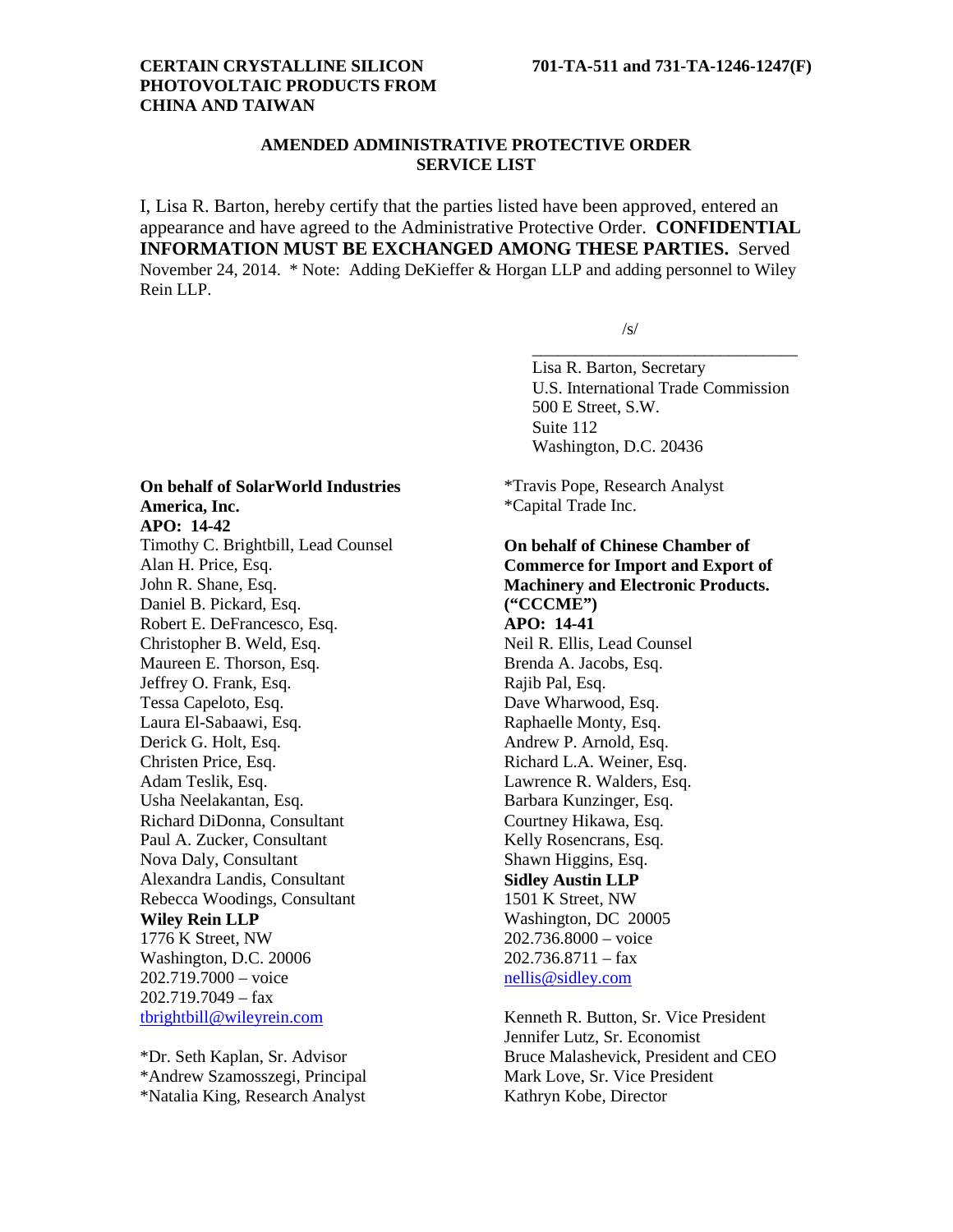**CERTAIN CRYSTALLINE SILICON PHOTOVOLTAIC PRODUCTS FROM CHINA AND TAIWAN**

**701-TA-511 and 731-TA-1246-1247(F)**

## AMENDED ADMINISTRATIVE PROTECTIVE ORDER SERVICE LIST

I, Lisa R. Barton, hereby certify that the parties listed have been approved, entered an appearance and have agreed to the Administrative Protective Order. **CONFIDENTIAL INFORMATION MUST BE EXCHANGED AMONG THESE PARTIES.** Served November 24, 2014. * Note: Adding DeKieffer & Horgan LLP and adding personnel to Wiley Rein LLP.

/s/
\_\_\_\_\_\_\_\_\_\_\_\_\_\_\_\_\_\_\_\_\_\_\_\_\_\_\_\_\_\_
Lisa R. Barton, Secretary
U.S. International Trade Commission
500 E Street, S.W.
Suite 112
Washington, D.C. 20436

**On behalf of SolarWorld Industries America, Inc.**
**APO: 14-42**
Timothy C. Brightbill, Lead Counsel
Alan H. Price, Esq.
John R. Shane, Esq.
Daniel B. Pickard, Esq.
Robert E. DeFrancesco, Esq.
Christopher B. Weld, Esq.
Maureen E. Thorson, Esq.
Jeffrey O. Frank, Esq.
Tessa Capeloto, Esq.
Laura El-Sabaawi, Esq.
Derick G. Holt, Esq.
Christen Price, Esq.
Adam Teslik, Esq.
Usha Neelakantan, Esq.
Richard DiDonna, Consultant
Paul A. Zucker, Consultant
Nova Daly, Consultant
Alexandra Landis, Consultant
Rebecca Woodings, Consultant
**Wiley Rein LLP**
1776 K Street, NW
Washington, D.C. 20006
202.719.7000 – voice
202.719.7049 – fax
tbrightbill@wileyrein.com

*Dr. Seth Kaplan, Sr. Advisor
*Andrew Szamosszegi, Principal
*Natalia King, Research Analyst
*Travis Pope, Research Analyst
*Capital Trade Inc.

**On behalf of Chinese Chamber of Commerce for Import and Export of Machinery and Electronic Products. ("CCCME")**
**APO: 14-41**
Neil R. Ellis, Lead Counsel
Brenda A. Jacobs, Esq.
Rajib Pal, Esq.
Dave Wharwood, Esq.
Raphaelle Monty, Esq.
Andrew P. Arnold, Esq.
Richard L.A. Weiner, Esq.
Lawrence R. Walders, Esq.
Barbara Kunzinger, Esq.
Courtney Hikawa, Esq.
Kelly Rosencrans, Esq.
Shawn Higgins, Esq.
**Sidley Austin LLP**
1501 K Street, NW
Washington, DC 20005
202.736.8000 – voice
202.736.8711 – fax
nellis@sidley.com

Kenneth R. Button, Sr. Vice President
Jennifer Lutz, Sr. Economist
Bruce Malashevick, President and CEO
Mark Love, Sr. Vice President
Kathryn Kobe, Director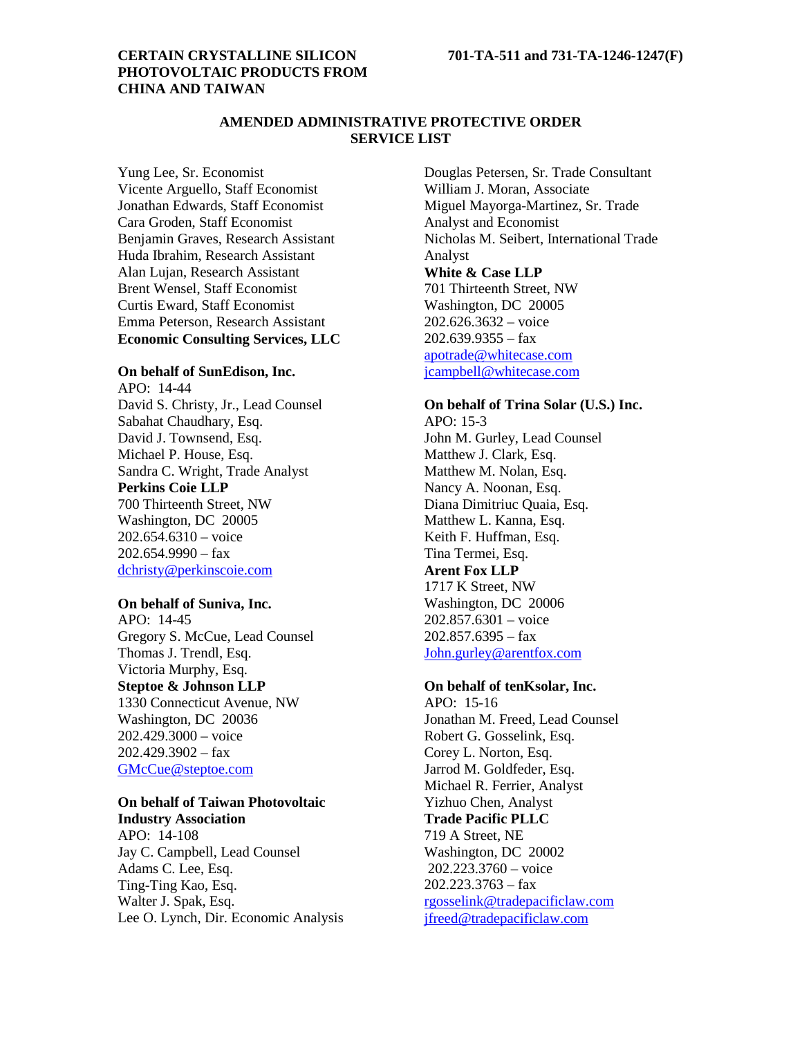**CERTAIN CRYSTALLINE SILICON PHOTOVOLTAIC PRODUCTS FROM CHINA AND TAIWAN**

**701-TA-511 and 731-TA-1246-1247(F)**

## AMENDED ADMINISTRATIVE PROTECTIVE ORDER SERVICE LIST

Yung Lee, Sr. Economist
Vicente Arguello, Staff Economist
Jonathan Edwards, Staff Economist
Cara Groden, Staff Economist
Benjamin Graves, Research Assistant
Huda Ibrahim, Research Assistant
Alan Lujan, Research Assistant
Brent Wensel, Staff Economist
Curtis Eward, Staff Economist
Emma Peterson, Research Assistant
**Economic Consulting Services, LLC**

**On behalf of SunEdison, Inc.**
APO: 14-44
David S. Christy, Jr., Lead Counsel
Sabahat Chaudhary, Esq.
David J. Townsend, Esq.
Michael P. House, Esq.
Sandra C. Wright, Trade Analyst
**Perkins Coie LLP**
700 Thirteenth Street, NW
Washington, DC 20005
202.654.6310 – voice
202.654.9990 – fax
dchristy@perkinscoie.com

**On behalf of Suniva, Inc.**
APO: 14-45
Gregory S. McCue, Lead Counsel
Thomas J. Trendl, Esq.
Victoria Murphy, Esq.
**Steptoe & Johnson LLP**
1330 Connecticut Avenue, NW
Washington, DC 20036
202.429.3000 – voice
202.429.3902 – fax
GMcCue@steptoe.com

**On behalf of Taiwan Photovoltaic Industry Association**
APO: 14-108
Jay C. Campbell, Lead Counsel
Adams C. Lee, Esq.
Ting-Ting Kao, Esq.
Walter J. Spak, Esq.
Lee O. Lynch, Dir. Economic Analysis
Douglas Petersen, Sr. Trade Consultant
William J. Moran, Associate
Miguel Mayorga-Martinez, Sr. Trade Analyst and Economist
Nicholas M. Seibert, International Trade Analyst
**White & Case LLP**
701 Thirteenth Street, NW
Washington, DC 20005
202.626.3632 – voice
202.639.9355 – fax
apotrade@whitecase.com
jcampbell@whitecase.com

**On behalf of Trina Solar (U.S.) Inc.**
APO: 15-3
John M. Gurley, Lead Counsel
Matthew J. Clark, Esq.
Matthew M. Nolan, Esq.
Nancy A. Noonan, Esq.
Diana Dimitriuc Quaia, Esq.
Matthew L. Kanna, Esq.
Keith F. Huffman, Esq.
Tina Termei, Esq.
**Arent Fox LLP**
1717 K Street, NW
Washington, DC 20006
202.857.6301 – voice
202.857.6395 – fax
John.gurley@arentfox.com

**On behalf of tenKsolar, Inc.**
APO: 15-16
Jonathan M. Freed, Lead Counsel
Robert G. Gosselink, Esq.
Corey L. Norton, Esq.
Jarrod M. Goldfeder, Esq.
Michael R. Ferrier, Analyst
Yizhuo Chen, Analyst
**Trade Pacific PLLC**
719 A Street, NE
Washington, DC 20002
202.223.3760 – voice
202.223.3763 – fax
rgosselink@tradepacificlaw.com
jfreed@tradepacificlaw.com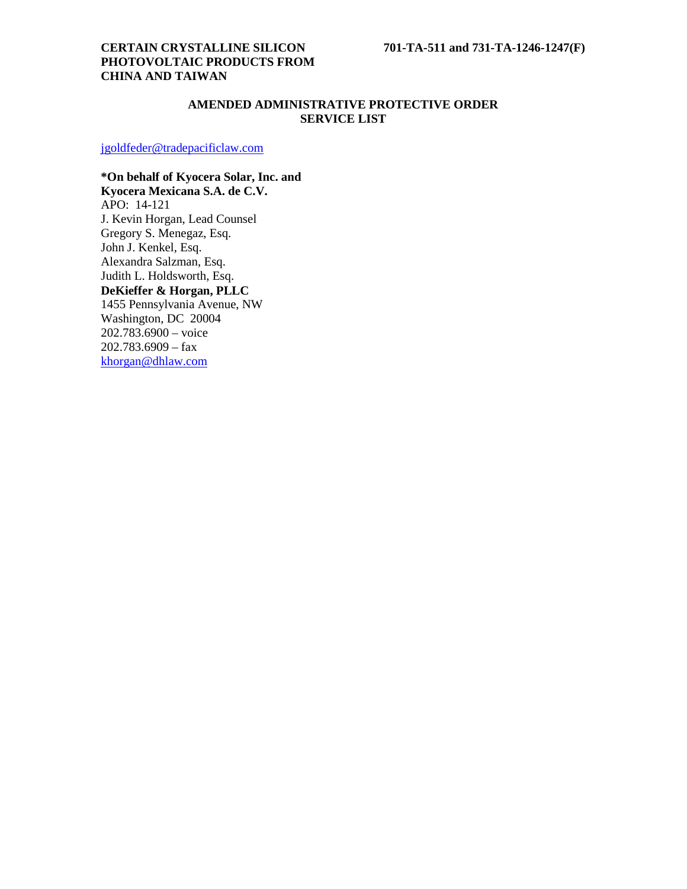jgoldfeder@tradepacificlaw.com

**\*On behalf of Kyocera Solar, Inc. and Kyocera Mexicana S.A. de C.V.**
APO: 14-121
J. Kevin Horgan, Lead Counsel
Gregory S. Menegaz, Esq.
John J. Kenkel, Esq.
Alexandra Salzman, Esq.
Judith L. Holdsworth, Esq.
**DeKieffer & Horgan, PLLC**
1455 Pennsylvania Avenue, NW
Washington, DC 20004
202.783.6900 – voice
202.783.6909 – fax
khorgan@dhlaw.com